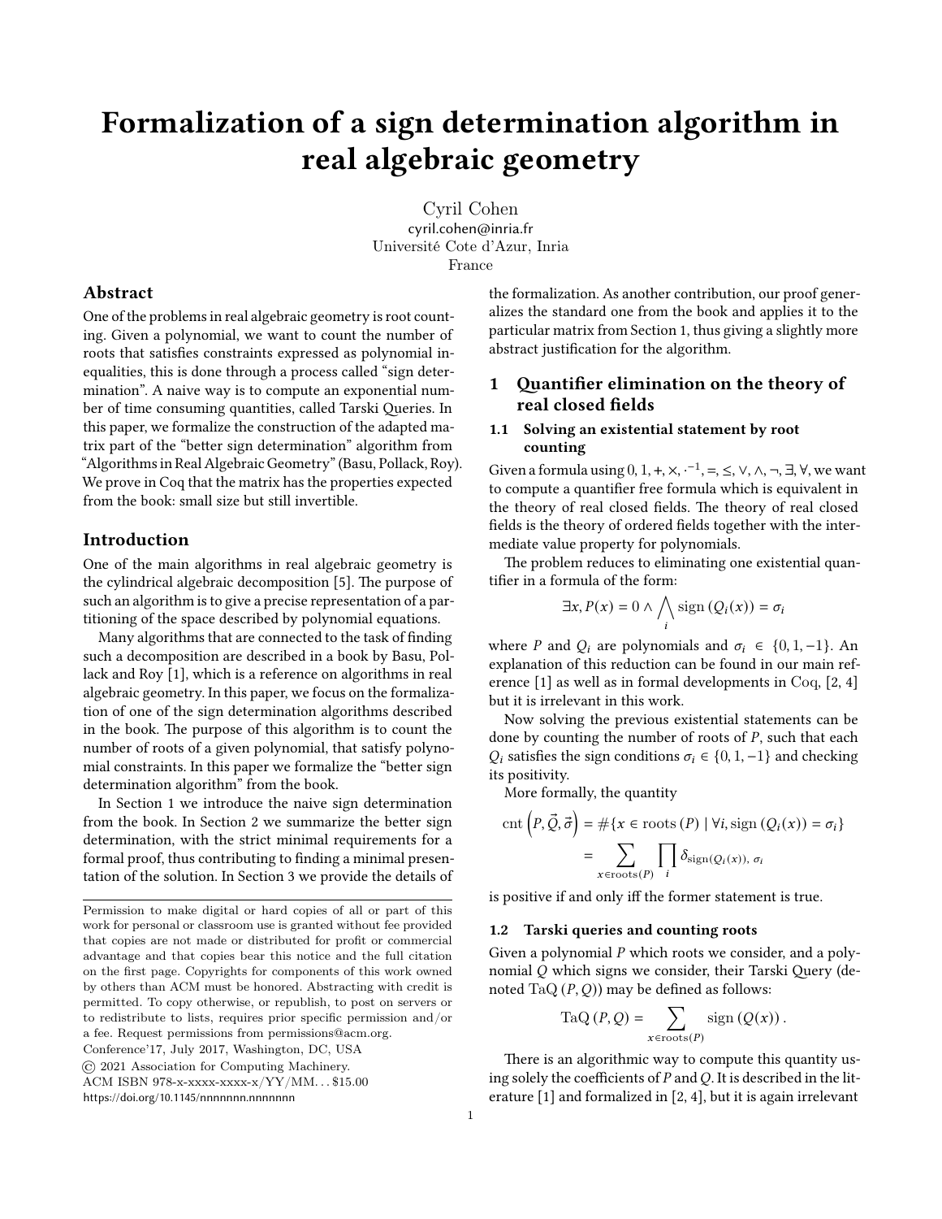# Formalization of a sign determination algorithm in real algebraic geometry

Cyril Cohen
cyril.cohen@inria.fr
Université Cote d'Azur, Inria
France

## Abstract

One of the problems in real algebraic geometry is root counting. Given a polynomial, we want to count the number of roots that satisfies constraints expressed as polynomial inequalities, this is done through a process called "sign determination". A naive way is to compute an exponential number of time consuming quantities, called Tarski Queries. In this paper, we formalize the construction of the adapted matrix part of the "better sign determination" algorithm from "Algorithms in Real Algebraic Geometry" (Basu, Pollack, Roy). We prove in Coq that the matrix has the properties expected from the book: small size but still invertible.

## Introduction

One of the main algorithms in real algebraic geometry is the cylindrical algebraic decomposition [5]. The purpose of such an algorithm is to give a precise representation of a partitioning of the space described by polynomial equations.

Many algorithms that are connected to the task of finding such a decomposition are described in a book by Basu, Pollack and Roy [1], which is a reference on algorithms in real algebraic geometry. In this paper, we focus on the formalization of one of the sign determination algorithms described in the book. The purpose of this algorithm is to count the number of roots of a given polynomial, that satisfy polynomial constraints. In this paper we formalize the "better sign determination algorithm" from the book.

In Section 1 we introduce the naive sign determination from the book. In Section 2 we summarize the better sign determination, with the strict minimal requirements for a formal proof, thus contributing to finding a minimal presentation of the solution. In Section 3 we provide the details of the formalization. As another contribution, our proof generalizes the standard one from the book and applies it to the particular matrix from Section 1, thus giving a slightly more abstract justification for the algorithm.

Permission to make digital or hard copies of all or part of this work for personal or classroom use is granted without fee provided that copies are not made or distributed for profit or commercial advantage and that copies bear this notice and the full citation on the first page. Copyrights for components of this work owned by others than ACM must be honored. Abstracting with credit is permitted. To copy otherwise, or republish, to post on servers or to redistribute to lists, requires prior specific permission and/or a fee. Request permissions from permissions@acm.org.

Conference'17, July 2017, Washington, DC, USA

© 2021 Association for Computing Machinery.

ACM ISBN 978-x-xxxx-xxxx-x/YY/MM. . . $15.00

https://doi.org/10.1145/nnnnnnn.nnnnnnn

## 1 Quantifier elimination on the theory of real closed fields

### 1.1 Solving an existential statement by root counting

Given a formula using $0, 1, +, \times, \cdot^{-1}, =, \leq, \vee, \wedge, \neg, \exists, \forall$, we want to compute a quantifier free formula which is equivalent in the theory of real closed fields. The theory of real closed fields is the theory of ordered fields together with the intermediate value property for polynomials.

The problem reduces to eliminating one existential quantifier in a formula of the form:

$$\exists x, P(x) = 0 \wedge \bigwedge_i \operatorname{sign}(Q_i(x)) = \sigma_i$$

where $P$ and $Q_i$ are polynomials and $\sigma_i \in \{0, 1, -1\}$. An explanation of this reduction can be found in our main reference [1] as well as in formal developments in Coq, [2, 4] but it is irrelevant in this work.

Now solving the previous existential statements can be done by counting the number of roots of $P$, such that each $Q_i$ satisfies the sign conditions $\sigma_i \in \{0, 1, -1\}$ and checking its positivity.

More formally, the quantity

$$\begin{aligned}
\operatorname{cnt}\left(P, \vec{Q}, \vec{\sigma}\right) &= \#\{x \in \operatorname{roots}(P) \mid \forall i, \operatorname{sign}(Q_i(x)) = \sigma_i\} \\
&= \sum_{x \in \operatorname{roots}(P)} \prod_i \delta_{\operatorname{sign}(Q_i(x)),\, \sigma_i}
\end{aligned}$$

is positive if and only iff the former statement is true.

### 1.2 Tarski queries and counting roots

Given a polynomial $P$ which roots we consider, and a polynomial $Q$ which signs we consider, their Tarski Query (denoted $\operatorname{TaQ}(P, Q)$) may be defined as follows:

$$\operatorname{TaQ}(P, Q) = \sum_{x \in \operatorname{roots}(P)} \operatorname{sign}(Q(x)).$$

There is an algorithmic way to compute this quantity using solely the coefficients of $P$ and $Q$. It is described in the literature [1] and formalized in [2, 4], but it is again irrelevant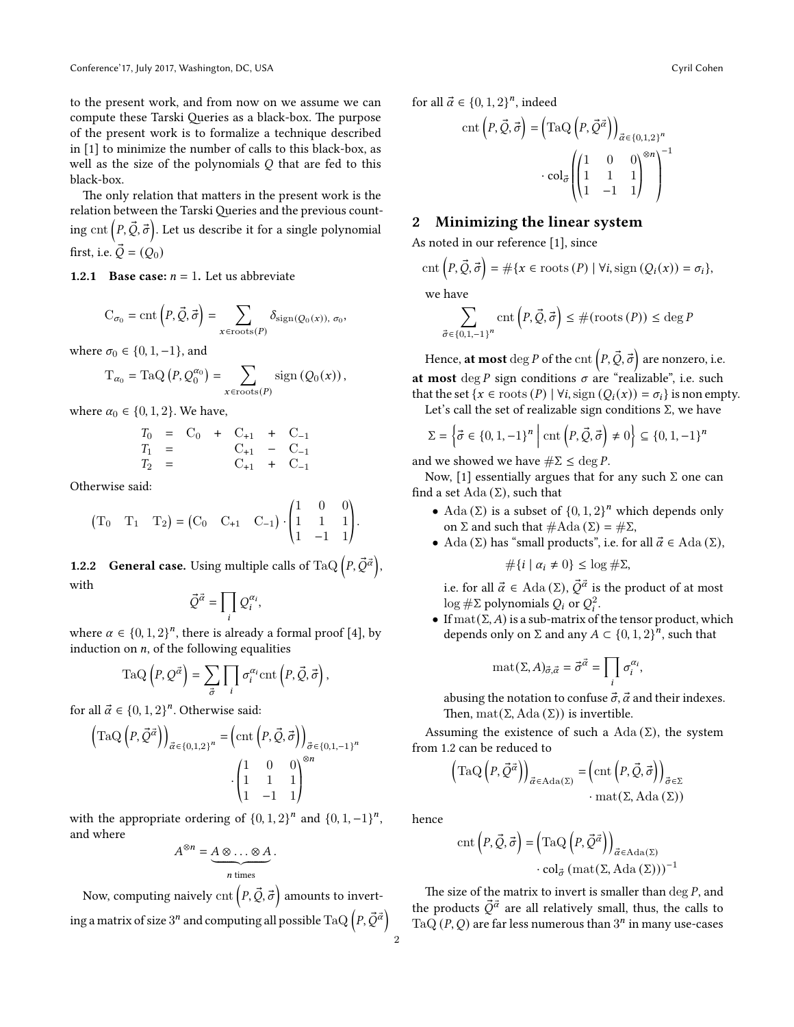to the present work, and from now on we assume we can compute these Tarski Queries as a black-box. The purpose of the present work is to formalize a technique described in [1] to minimize the number of calls to this black-box, as well as the size of the polynomials $Q$ that are fed to this black-box.

The only relation that matters in the present work is the relation between the Tarski Queries and the previous counting $\mathrm{cnt}\left(P, \vec{Q}, \vec{\sigma}\right)$. Let us describe it for a single polynomial first, i.e. $\vec{Q} = (Q_0)$

**1.2.1 Base case:** $n = 1$. Let us abbreviate

$$\mathrm{C}_{\sigma_0} = \mathrm{cnt}\left(P, \vec{Q}, \vec{\sigma}\right) = \sum_{x \in \mathrm{roots}(P)} \delta_{\mathrm{sign}(Q_0(x)),\, \sigma_0},$$

where $\sigma_0 \in \{0, 1, -1\}$, and

$$\mathrm{T}_{\alpha_0} = \mathrm{TaQ}\left(P, Q_0^{\alpha_0}\right) = \sum_{x \in \mathrm{roots}(P)} \mathrm{sign}\left(Q_0(x)\right),$$

where $\alpha_0 \in \{0, 1, 2\}$. We have,

$$\begin{array}{rcrcrcr} T_0 & = & \mathrm{C}_0 & + & \mathrm{C}_{+1} & + & \mathrm{C}_{-1} \\ T_1 & = & & & \mathrm{C}_{+1} & - & \mathrm{C}_{-1} \\ T_2 & = & & & \mathrm{C}_{+1} & + & \mathrm{C}_{-1} \end{array}$$

Otherwise said:

$$\begin{pmatrix} \mathrm{T}_0 & \mathrm{T}_1 & \mathrm{T}_2 \end{pmatrix} = \begin{pmatrix} \mathrm{C}_0 & \mathrm{C}_{+1} & \mathrm{C}_{-1} \end{pmatrix} \cdot \begin{pmatrix} 1 & 0 & 0 \\ 1 & 1 & 1 \\ 1 & -1 & 1 \end{pmatrix}.$$

**1.2.2 General case.** Using multiple calls of $\mathrm{TaQ}\left(P, \vec{Q}^{\vec{\alpha}}\right)$, with

$$\vec{Q}^{\vec{\alpha}} = \prod_i Q_i^{\alpha_i},$$

where $\alpha \in \{0, 1, 2\}^n$, there is already a formal proof [4], by induction on $n$, of the following equalities

$$\mathrm{TaQ}\left(P, Q^{\vec{\alpha}}\right) = \sum_{\vec{\sigma}} \prod_i \sigma_i^{\alpha_i} \mathrm{cnt}\left(P, \vec{Q}, \vec{\sigma}\right),$$

for all $\vec{\alpha} \in \{0, 1, 2\}^n$. Otherwise said:

$$\left(\mathrm{TaQ}\left(P, \vec{Q}^{\vec{\alpha}}\right)\right)_{\vec{\alpha} \in \{0,1,2\}^n} = \left(\mathrm{cnt}\left(P, \vec{Q}, \vec{\sigma}\right)\right)_{\vec{\sigma} \in \{0,1,-1\}^n} \cdot \begin{pmatrix} 1 & 0 & 0 \\ 1 & 1 & 1 \\ 1 & -1 & 1 \end{pmatrix}^{\otimes n}$$

with the appropriate ordering of $\{0, 1, 2\}^n$ and $\{0, 1, -1\}^n$, and where

$$A^{\otimes n} = \underbrace{A \otimes \ldots \otimes A}_{n \text{ times}}.$$

Now, computing naively $\mathrm{cnt}\left(P, \vec{Q}, \vec{\sigma}\right)$ amounts to inverting a matrix of size $3^n$ and computing all possible $\mathrm{TaQ}\left(P, \vec{Q}^{\vec{\alpha}}\right)$ for all $\vec{\alpha} \in \{0, 1, 2\}^n$, indeed

$$\mathrm{cnt}\left(P, \vec{Q}, \vec{\sigma}\right) = \left(\mathrm{TaQ}\left(P, \vec{Q}^{\vec{\alpha}}\right)\right)_{\vec{\alpha} \in \{0,1,2\}^n} \cdot \mathrm{col}_{\vec{\sigma}} \left(\begin{pmatrix} 1 & 0 & 0 \\ 1 & 1 & 1 \\ 1 & -1 & 1 \end{pmatrix}^{\otimes n}\right)^{-1}$$

## 2 Minimizing the linear system

As noted in our reference [1], since

$$\mathrm{cnt}\left(P, \vec{Q}, \vec{\sigma}\right) = \#\{x \in \mathrm{roots}\,(P) \mid \forall i, \mathrm{sign}\left(Q_i(x)\right) = \sigma_i\},$$

we have

$$\sum_{\vec{\sigma} \in \{0,1,-1\}^n} \mathrm{cnt}\left(P, \vec{Q}, \vec{\sigma}\right) \leq \#(\mathrm{roots}\,(P)) \leq \deg P$$

Hence, **at most** $\deg P$ of the $\mathrm{cnt}\left(P, \vec{Q}, \vec{\sigma}\right)$ are nonzero, i.e. **at most** $\deg P$ sign conditions $\sigma$ are "realizable", i.e. such that the set $\{x \in \mathrm{roots}\,(P) \mid \forall i, \mathrm{sign}\left(Q_i(x)\right) = \sigma_i\}$ is non empty.

Let's call the set of realizable sign conditions $\Sigma$, we have

$$\Sigma = \left\{\vec{\sigma} \in \{0, 1, -1\}^n \,\middle|\, \mathrm{cnt}\left(P, \vec{Q}, \vec{\sigma}\right) \neq 0\right\} \subseteq \{0, 1, -1\}^n$$

and we showed we have $\#\Sigma \leq \deg P$.

Now, [1] essentially argues that for any such $\Sigma$ one can find a set $\mathrm{Ada}\,(\Sigma)$, such that

- $\mathrm{Ada}\,(\Sigma)$ is a subset of $\{0, 1, 2\}^n$ which depends only on $\Sigma$ and such that $\#\mathrm{Ada}\,(\Sigma) = \#\Sigma$,
- $\mathrm{Ada}\,(\Sigma)$ has "small products", i.e. for all $\vec{\alpha} \in \mathrm{Ada}\,(\Sigma)$,

  $$\#\{i \mid \alpha_i \neq 0\} \leq \log \#\Sigma,$$

  i.e. for all $\vec{\alpha} \in \mathrm{Ada}\,(\Sigma)$, $\vec{Q}^{\vec{\alpha}}$ is the product of at most $\log \#\Sigma$ polynomials $Q_i$ or $Q_i^2$.
- If $\mathrm{mat}(\Sigma, A)$ is a sub-matrix of the tensor product, which depends only on $\Sigma$ and any $A \subset \{0, 1, 2\}^n$, such that

  $$\mathrm{mat}(\Sigma, A)_{\vec{\sigma}, \vec{\alpha}} = \vec{\sigma}^{\vec{\alpha}} = \prod_i \sigma_i^{\alpha_i},$$

  abusing the notation to confuse $\vec{\sigma}, \vec{\alpha}$ and their indexes. Then, $\mathrm{mat}(\Sigma, \mathrm{Ada}\,(\Sigma))$ is invertible.

Assuming the existence of such a $\mathrm{Ada}\,(\Sigma)$, the system from 1.2 can be reduced to

$$\left(\mathrm{TaQ}\left(P, \vec{Q}^{\vec{\alpha}}\right)\right)_{\vec{\alpha} \in \mathrm{Ada}(\Sigma)} = \left(\mathrm{cnt}\left(P, \vec{Q}, \vec{\sigma}\right)\right)_{\vec{\sigma} \in \Sigma} \cdot \mathrm{mat}(\Sigma, \mathrm{Ada}\,(\Sigma))$$

hence

$$\mathrm{cnt}\left(P, \vec{Q}, \vec{\sigma}\right) = \left(\mathrm{TaQ}\left(P, \vec{Q}^{\vec{\alpha}}\right)\right)_{\vec{\alpha} \in \mathrm{Ada}(\Sigma)} \cdot \mathrm{col}_{\vec{\sigma}}\left(\mathrm{mat}(\Sigma, \mathrm{Ada}\,(\Sigma))\right)^{-1}$$

The size of the matrix to invert is smaller than $\deg P$, and the products $\vec{Q}^{\vec{\alpha}}$ are all relatively small, thus, the calls to $\mathrm{TaQ}\,(P, Q)$ are far less numerous than $3^n$ in many use-cases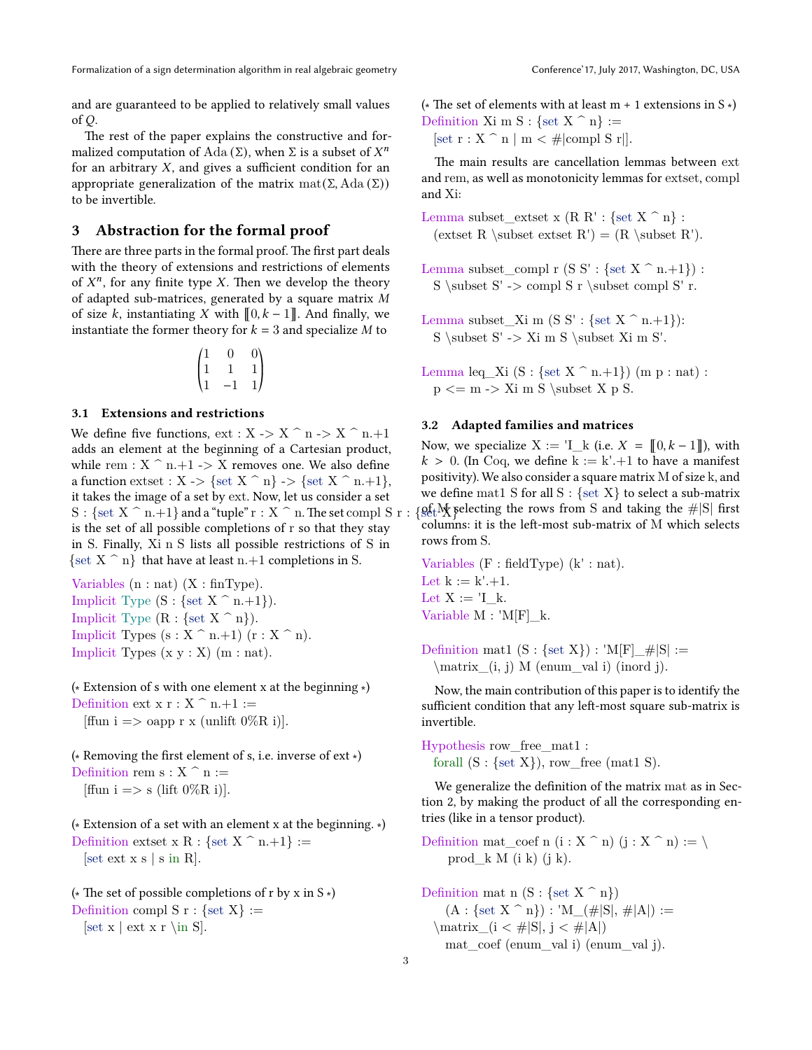and are guaranteed to be applied to relatively small values of $Q$.

The rest of the paper explains the constructive and formalized computation of $\mathrm{Ada}(\Sigma)$, when $\Sigma$ is a subset of $X^n$ for an arbitrary $X$, and gives a sufficient condition for an appropriate generalization of the matrix $\mathrm{mat}(\Sigma, \mathrm{Ada}(\Sigma))$ to be invertible.

## 3 Abstraction for the formal proof

There are three parts in the formal proof. The first part deals with the theory of extensions and restrictions of elements of $X^n$, for any finite type $X$. Then we develop the theory of adapted sub-matrices, generated by a square matrix $M$ of size $k$, instantiating $X$ with $[\![0, k-1]\!]$. And finally, we instantiate the former theory for $k = 3$ and specialize $M$ to

$$\begin{pmatrix} 1 & 0 & 0 \\ 1 & 1 & 1 \\ 1 & -1 & 1 \end{pmatrix}$$

### 3.1 Extensions and restrictions

We define five functions, ext : X -> X ^ n -> X ^ n.+1 adds an element at the beginning of a Cartesian product, while rem : X ^ n.+1 -> X removes one. We also define a function extset : X -> {set X ^ n} -> {set X ^ n.+1}, it takes the image of a set by ext. Now, let us consider a set S : {set X ^ n.+1} and a "tuple" r : X ^ n. The set compl S r : {set X} is the set of all possible completions of r so that they stay in S. Finally, Xi n S lists all possible restrictions of S in {set X ^ n} that have at least n.+1 completions in S.

```
Variables (n : nat) (X : finType).
Implicit Type (S : {set X ^ n.+1}).
Implicit Type (R : {set X ^ n}).
Implicit Types (s : X ^ n.+1) (r : X ^ n).
Implicit Types (x y : X) (m : nat).

(* Extension of s with one element x at the beginning *)
Definition ext x r : X ^ n.+1 :=
  [ffun i => oapp r x (unlift 0%R i)].

(* Removing the first element of s, i.e. inverse of ext *)
Definition rem s : X ^ n :=
  [ffun i => s (lift 0%R i)].

(* Extension of a set with an element x at the beginning. *)
Definition extset x R : {set X ^ n.+1} :=
  [set ext x s | s in R].

(* The set of possible completions of r by x in S *)
Definition compl S r : {set X} :=
  [set x | ext x r \in S].

(* The set of elements with at least m + 1 extensions in S *)
Definition Xi m S : {set X ^ n} :=
  [set r : X ^ n | m < #|compl S r|].
```

The main results are cancellation lemmas between ext and rem, as well as monotonicity lemmas for extset, compl and Xi:

```
Lemma subset_extset x (R R' : {set X ^ n} :
  (extset R \subset extset R') = (R \subset R').

Lemma subset_compl r (S S' : {set X ^ n.+1}) :
  S \subset S' -> compl S r \subset compl S' r.

Lemma subset_Xi m (S S' : {set X ^ n.+1}):
  S \subset S' -> Xi m S \subset Xi m S'.

Lemma leq_Xi (S : {set X ^ n.+1}) (m p : nat) :
  p <= m -> Xi m S \subset X p S.
```

### 3.2 Adapted families and matrices

Now, we specialize X := 'I_k (i.e. $X = [\![0, k-1]\!]$), with $k > 0$. (In Coq, we define k := k'.+1 to have a manifest positivity). We also consider a square matrix M of size k, and we define mat1 S for all S : {set X} to select a sub-matrix of M selecting the rows from S and taking the #|S| first columns: it is the left-most sub-matrix of M which selects rows from S.

```
Variables (F : fieldType) (k' : nat).
Let k := k'.+1.
Let X := 'I_k.
Variable M : 'M[F]_k.

Definition mat1 (S : {set X}) : 'M[F]_#|S| :=
  \matrix_(i, j) M (enum_val i) (inord j).
```

Now, the main contribution of this paper is to identify the sufficient condition that any left-most square sub-matrix is invertible.

```
Hypothesis row_free_mat1 :
  forall (S : {set X}), row_free (mat1 S).
```

We generalize the definition of the matrix mat as in Section 2, by making the product of all the corresponding entries (like in a tensor product).

```
Definition mat_coef n (i : X ^ n) (j : X ^ n) := \
    \prod_k M (i k) (j k).

Definition mat n (S : {set X ^ n})
    (A : {set X ^ n}) : 'M_(#|S|, #|A|) :=
  \matrix_(i < #|S|, j < #|A|)
    mat_coef (enum_val i) (enum_val j).
```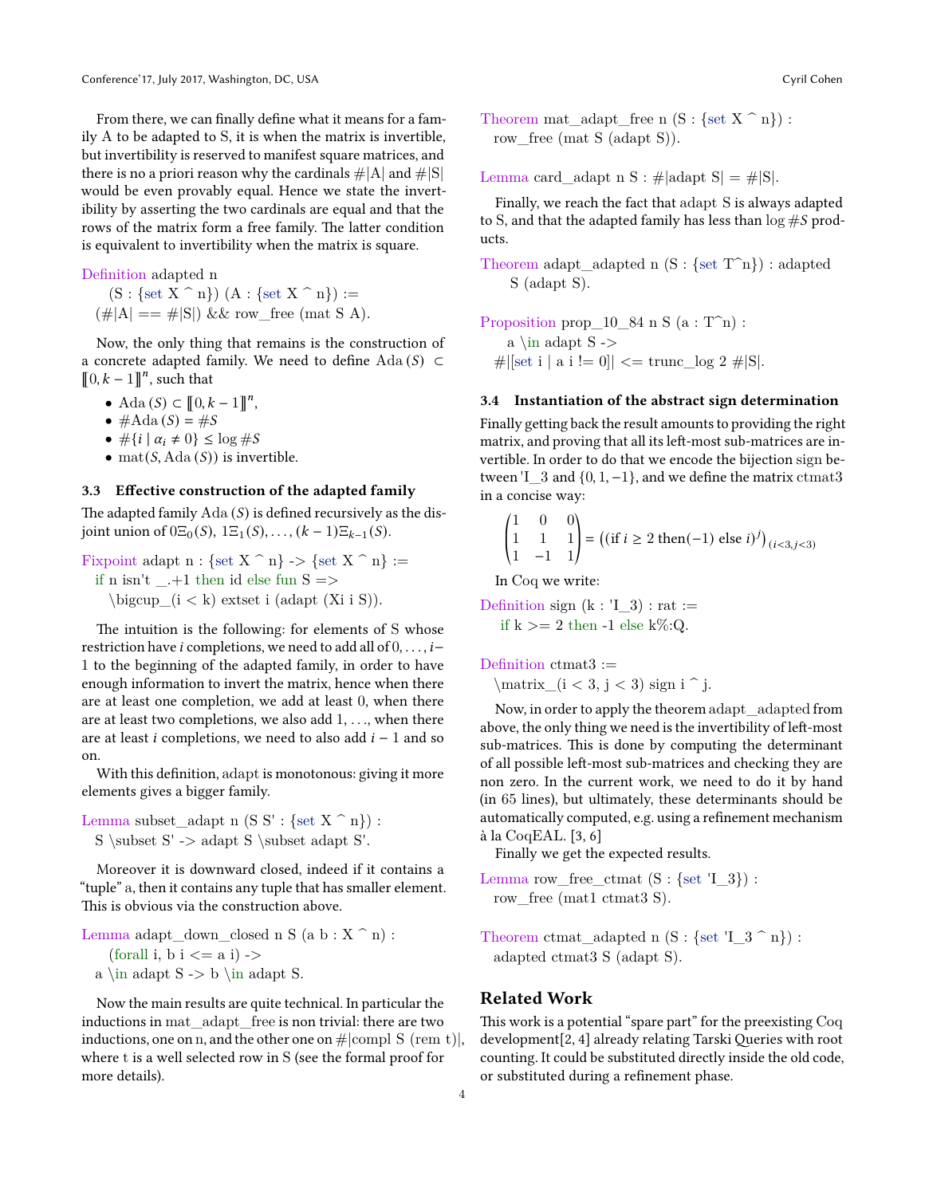From there, we can finally define what it means for a family A to be adapted to S, it is when the matrix is invertible, but invertibility is reserved to manifest square matrices, and there is no a priori reason why the cardinals #|A| and #|S| would be even provably equal. Hence we state the invertibility by asserting the two cardinals are equal and that the rows of the matrix form a free family. The latter condition is equivalent to invertibility when the matrix is square.

```
Definition adapted n
  (S : {set X ^ n}) (A : {set X ^ n}) :=
  (#|A| == #|S|) && row_free (mat S A).
```

Now, the only thing that remains is the construction of a concrete adapted family. We need to define $\mathrm{Ada}(S) \subset [\![0, k-1]\!]^n$, such that

- $\mathrm{Ada}(S) \subset [\![0, k-1]\!]^n$,
- $\#\mathrm{Ada}(S) = \#S$
- $\#\{i \mid \alpha_i \neq 0\} \leq \log \#S$
- $\mathrm{mat}(S, \mathrm{Ada}(S))$ is invertible.

### 3.3 Effective construction of the adapted family

The adapted family $\mathrm{Ada}(S)$ is defined recursively as the disjoint union of $0\Xi_0(S), 1\Xi_1(S), \ldots, (k-1)\Xi_{k-1}(S)$.

```
Fixpoint adapt n : {set X ^ n} -> {set X ^ n} :=
  if n isn't _.+1 then id else fun S =>
    \bigcup_(i < k) extset i (adapt (Xi i S)).
```

The intuition is the following: for elements of S whose restriction have $i$ completions, we need to add all of $0, \ldots, i-1$ to the beginning of the adapted family, in order to have enough information to invert the matrix, hence when there are at least one completion, we add at least 0, when there are at least two completions, we also add 1, ..., when there are at least $i$ completions, we need to also add $i-1$ and so on.

With this definition, adapt is monotonous: giving it more elements gives a bigger family.

```
Lemma subset_adapt n (S S' : {set X ^ n}) :
  S \subset S' -> adapt S \subset adapt S'.
```

Moreover it is downward closed, indeed if it contains a "tuple" a, then it contains any tuple that has smaller element. This is obvious via the construction above.

```
Lemma adapt_down_closed n S (a b : X ^ n) :
    (forall i, b i <= a i) ->
  a \in adapt S -> b \in adapt S.
```

Now the main results are quite technical. In particular the inductions in mat_adapt_free is non trivial: there are two inductions, one on n, and the other one on #|compl S (rem t)|, where t is a well selected row in S (see the formal proof for more details).

```
Theorem mat_adapt_free n (S : {set X ^ n}) :
  row_free (mat S (adapt S)).
```

```
Lemma card_adapt n S : #|adapt S| = #|S|.
```

Finally, we reach the fact that adapt S is always adapted to S, and that the adapted family has less than $\log \#S$ products.

```
Theorem adapt_adapted n (S : {set T^n}) : adapted
      S (adapt S).
```

```
Proposition prop_10_84 n S (a : T^n) :
    a \in adapt S ->
  #|[set i | a i != 0]| <= trunc_log 2 #|S|.
```

### 3.4 Instantiation of the abstract sign determination

Finally getting back the result amounts to providing the right matrix, and proving that all its left-most sub-matrices are invertible. In order to do that we encode the bijection sign between 'I_3 and $\{0, 1, -1\}$, and we define the matrix ctmat3 in a concise way:

$$\begin{pmatrix} 1 & 0 & 0 \\ 1 & 1 & 1 \\ 1 & -1 & 1 \end{pmatrix} = \left((\text{if } i \geq 2 \text{ then}(-1) \text{ else } i)^j\right)_{(i<3, j<3)}$$

In Coq we write:

```
Definition sign (k : 'I_3) : rat :=
   if k >= 2 then -1 else k%:Q.
```

```
Definition ctmat3 :=
  \matrix_(i < 3, j < 3) sign i ^ j.
```

Now, in order to apply the theorem adapt_adapted from above, the only thing we need is the invertibility of left-most sub-matrices. This is done by computing the determinant of all possible left-most sub-matrices and checking they are non zero. In the current work, we need to do it by hand (in 65 lines), but ultimately, these determinants should be automatically computed, e.g. using a refinement mechanism à la CoqEAL. [3, 6]

Finally we get the expected results.

```
Lemma row_free_ctmat (S : {set 'I_3}) :
  row_free (mat1 ctmat3 S).
```

```
Theorem ctmat_adapted n (S : {set 'I_3 ^ n}) :
  adapted ctmat3 S (adapt S).
```

## Related Work

This work is a potential "spare part" for the preexisting Coq development[2, 4] already relating Tarski Queries with root counting. It could be substituted directly inside the old code, or substituted during a refinement phase.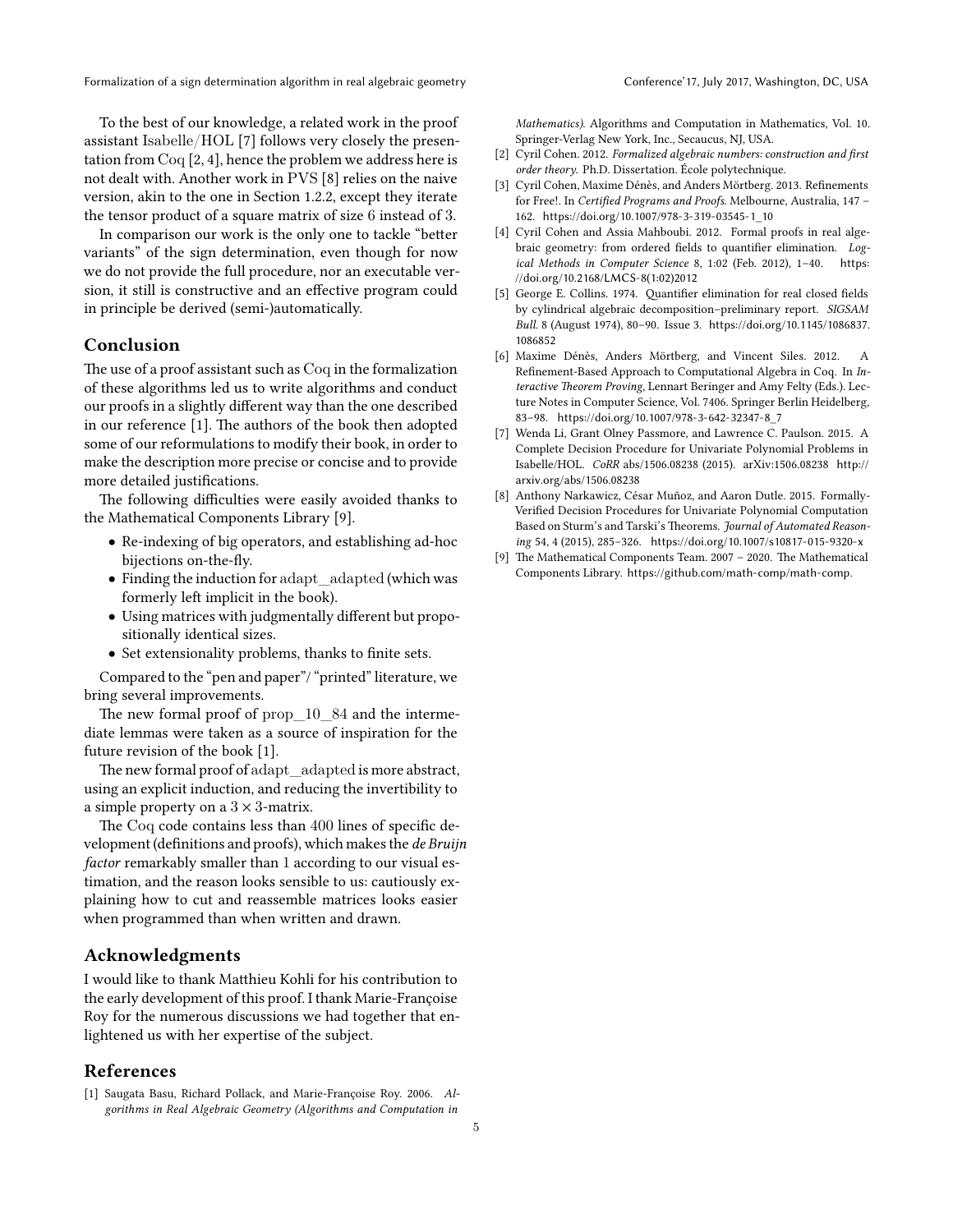To the best of our knowledge, a related work in the proof assistant Isabelle/HOL [7] follows very closely the presentation from Coq [2, 4], hence the problem we address here is not dealt with. Another work in PVS [8] relies on the naive version, akin to the one in Section 1.2.2, except they iterate the tensor product of a square matrix of size 6 instead of 3.

In comparison our work is the only one to tackle "better variants" of the sign determination, even though for now we do not provide the full procedure, nor an executable version, it still is constructive and an effective program could in principle be derived (semi-)automatically.

## Conclusion

The use of a proof assistant such as Coq in the formalization of these algorithms led us to write algorithms and conduct our proofs in a slightly different way than the one described in our reference [1]. The authors of the book then adopted some of our reformulations to modify their book, in order to make the description more precise or concise and to provide more detailed justifications.

The following difficulties were easily avoided thanks to the Mathematical Components Library [9].

- Re-indexing of big operators, and establishing ad-hoc bijections on-the-fly.
- Finding the induction for adapt_adapted (which was formerly left implicit in the book).
- Using matrices with judgmentally different but propositionally identical sizes.
- Set extensionality problems, thanks to finite sets.

Compared to the "pen and paper"/ "printed" literature, we bring several improvements.

The new formal proof of prop_10_84 and the intermediate lemmas were taken as a source of inspiration for the future revision of the book [1].

The new formal proof of adapt_adapted is more abstract, using an explicit induction, and reducing the invertibility to a simple property on a $3 \times 3$-matrix.

The Coq code contains less than 400 lines of specific development (definitions and proofs), which makes the *de Bruijn factor* remarkably smaller than 1 according to our visual estimation, and the reason looks sensible to us: cautiously explaining how to cut and reassemble matrices looks easier when programmed than when written and drawn.

## Acknowledgments

I would like to thank Matthieu Kohli for his contribution to the early development of this proof. I thank Marie-Françoise Roy for the numerous discussions we had together that enlightened us with her expertise of the subject.

## References

[1] Saugata Basu, Richard Pollack, and Marie-Françoise Roy. 2006. *Algorithms in Real Algebraic Geometry (Algorithms and Computation in Mathematics)*. Algorithms and Computation in Mathematics, Vol. 10. Springer-Verlag New York, Inc., Secaucus, NJ, USA.

[2] Cyril Cohen. 2012. *Formalized algebraic numbers: construction and first order theory.* Ph.D. Dissertation. École polytechnique.

[3] Cyril Cohen, Maxime Dénès, and Anders Mörtberg. 2013. Refinements for Free!. In *Certified Programs and Proofs*. Melbourne, Australia, 147 – 162. https://doi.org/10.1007/978-3-319-03545-1_10

[4] Cyril Cohen and Assia Mahboubi. 2012. Formal proofs in real algebraic geometry: from ordered fields to quantifier elimination. *Logical Methods in Computer Science* 8, 1:02 (Feb. 2012), 1–40. https://doi.org/10.2168/LMCS-8(1:02)2012

[5] George E. Collins. 1974. Quantifier elimination for real closed fields by cylindrical algebraic decomposition–preliminary report. *SIGSAM Bull.* 8 (August 1974), 80–90. Issue 3. https://doi.org/10.1145/1086837.1086852

[6] Maxime Dénès, Anders Mörtberg, and Vincent Siles. 2012. A Refinement-Based Approach to Computational Algebra in Coq. In *Interactive Theorem Proving*, Lennart Beringer and Amy Felty (Eds.). Lecture Notes in Computer Science, Vol. 7406. Springer Berlin Heidelberg, 83–98. https://doi.org/10.1007/978-3-642-32347-8_7

[7] Wenda Li, Grant Olney Passmore, and Lawrence C. Paulson. 2015. A Complete Decision Procedure for Univariate Polynomial Problems in Isabelle/HOL. *CoRR* abs/1506.08238 (2015). arXiv:1506.08238 http://arxiv.org/abs/1506.08238

[8] Anthony Narkawicz, César Muñoz, and Aaron Dutle. 2015. Formally-Verified Decision Procedures for Univariate Polynomial Computation Based on Sturm's and Tarski's Theorems. *Journal of Automated Reasoning* 54, 4 (2015), 285–326. https://doi.org/10.1007/s10817-015-9320-x

[9] The Mathematical Components Team. 2007 – 2020. The Mathematical Components Library. https://github.com/math-comp/math-comp.